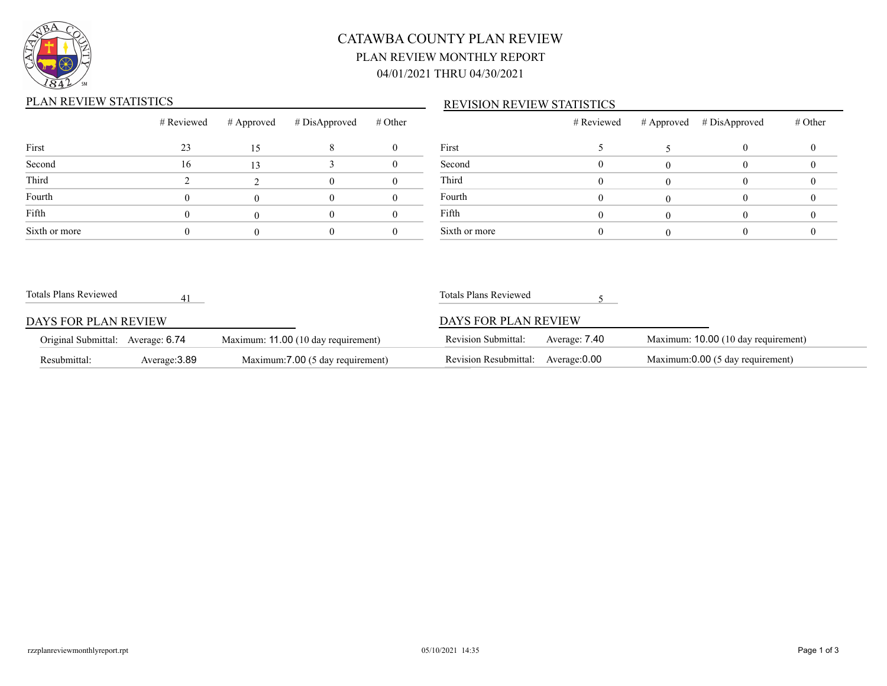# CATAWBA COUNTY PLAN REVIEW

## PLAN REVIEW MONTHLY REPORT

## 04/01/2021 THRU 04/30/2021

### PLAN REVIEW STATISTICS

| | # Reviewed | # Approved | # DisApproved | # Other |
|---|---|---|---|---|
| First | 23 | 15 | 8 | 0 |
| Second | 16 | 13 | 3 | 0 |
| Third | 2 | 2 | 0 | 0 |
| Fourth | 0 | 0 | 0 | 0 |
| Fifth | 0 | 0 | 0 | 0 |
| Sixth or more | 0 | 0 | 0 | 0 |

Totals Plans Reviewed 41

### DAYS FOR PLAN REVIEW

| | | |
|---|---|---|
| Original Submittal: | Average: 6.74 | Maximum: 11.00 (10 day requirement) |
| Resubmittal: | Average:3.89 | Maximum:7.00 (5 day requirement) |

### REVISION REVIEW STATISTICS

| | # Reviewed | # Approved | # DisApproved | # Other |
|---|---|---|---|---|
| First | 5 | 5 | 0 | 0 |
| Second | 0 | 0 | 0 | 0 |
| Third | 0 | 0 | 0 | 0 |
| Fourth | 0 | 0 | 0 | 0 |
| Fifth | 0 | 0 | 0 | 0 |
| Sixth or more | 0 | 0 | 0 | 0 |

Totals Plans Reviewed 5

### DAYS FOR PLAN REVIEW

| | | |
|---|---|---|
| Revision Submittal: | Average: 7.40 | Maximum: 10.00 (10 day requirement) |
| Revision Resubmittal: | Average:0.00 | Maximum:0.00 (5 day requirement) |

rzzplanreviewmonthlyreport.rpt 05/10/2021 14:35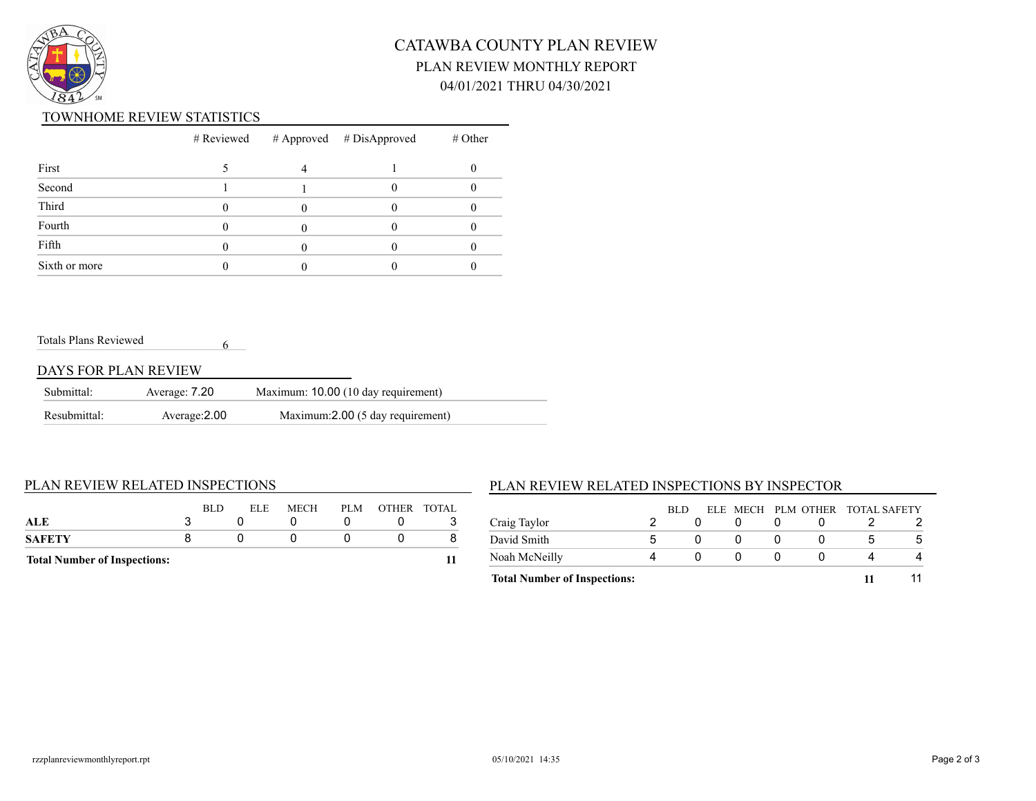# CATAWBA COUNTY PLAN REVIEW

## PLAN REVIEW MONTHLY REPORT

## 04/01/2021 THRU 04/30/2021

### TOWNHOME REVIEW STATISTICS

| | # Reviewed | # Approved | # DisApproved | # Other |
|---|---|---|---|---|
| First | 5 | 4 | 1 | 0 |
| Second | 1 | 1 | 0 | 0 |
| Third | 0 | 0 | 0 | 0 |
| Fourth | 0 | 0 | 0 | 0 |
| Fifth | 0 | 0 | 0 | 0 |
| Sixth or more | 0 | 0 | 0 | 0 |

Totals Plans Reviewed 6

### DAYS FOR PLAN REVIEW

| | | |
|---|---|---|
| Submittal: | Average: 7.20 | Maximum: 10.00 (10 day requirement) |
| Resubmittal: | Average:2.00 | Maximum:2.00 (5 day requirement) |

### PLAN REVIEW RELATED INSPECTIONS

| | BLD | ELE | MECH | PLM | OTHER | TOTAL |
|---|---|---|---|---|---|---|
| **ALE** | 3 | 0 | 0 | 0 | 0 | 3 |
| **SAFETY** | 8 | 0 | 0 | 0 | 0 | 8 |
| **Total Number of Inspections:** | | | | | | **11** |

### PLAN REVIEW RELATED INSPECTIONS BY INSPECTOR

| | BLD | ELE | MECH | PLM | OTHER | TOTAL | SAFETY |
|---|---|---|---|---|---|---|---|
| Craig Taylor | 2 | 0 | 0 | 0 | 0 | 2 | 2 |
| David Smith | 5 | 0 | 0 | 0 | 0 | 5 | 5 |
| Noah McNeilly | 4 | 0 | 0 | 0 | 0 | 4 | 4 |
| **Total Number of Inspections:** | | | | | | **11** | 11 |

rzzplanreviewmonthlyreport.rpt 05/10/2021 14:35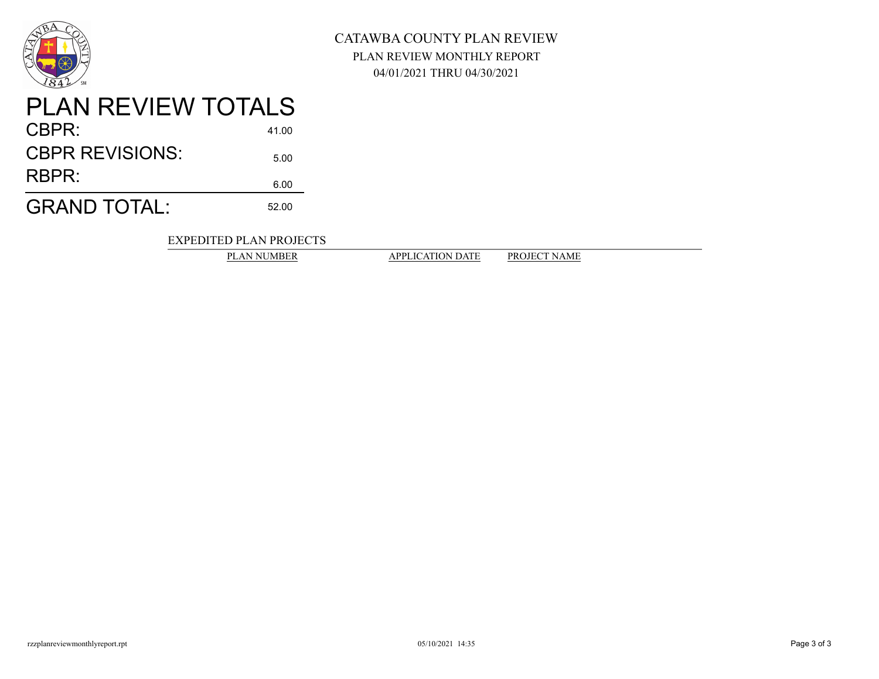CATAWBA COUNTY PLAN REVIEW

PLAN REVIEW MONTHLY REPORT

04/01/2021 THRU 04/30/2021

# PLAN REVIEW TOTALS

| | |
|---|---|
| CBPR: | 41.00 |
| CBPR REVISIONS: | 5.00 |
| RBPR: | 6.00 |
| GRAND TOTAL: | 52.00 |

EXPEDITED PLAN PROJECTS

| PLAN NUMBER | APPLICATION DATE | PROJECT NAME |
|---|---|---|

rzzplanreviewmonthlyreport.rpt 05/10/2021 14:35